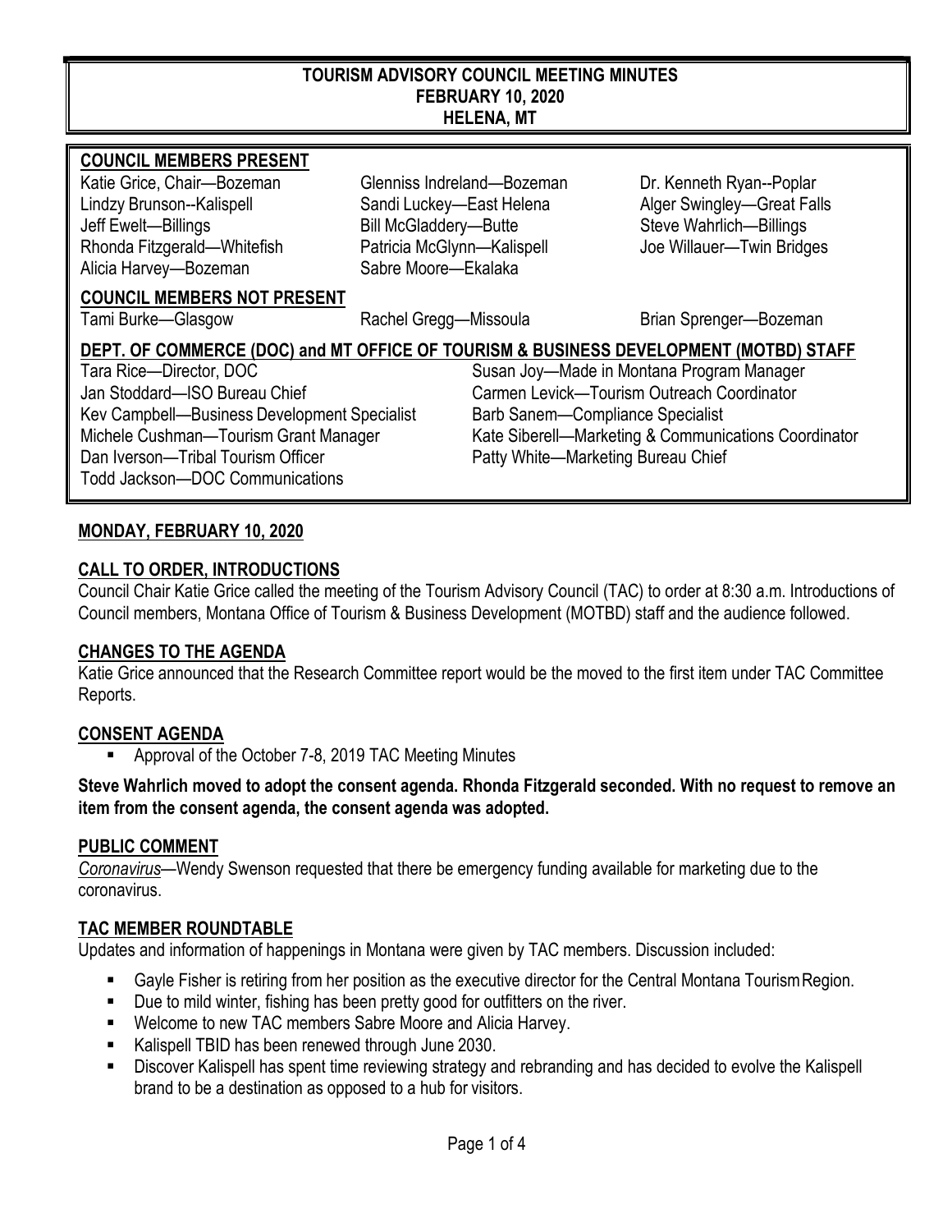# TOURISM ADVISORY COUNCIL MEETING MINUTES
## FEBRUARY 10, 2020
## HELENA, MT

**COUNCIL MEMBERS PRESENT**

| | | |
|---|---|---|
| Katie Grice, Chair—Bozeman | Glenniss Indreland—Bozeman | Dr. Kenneth Ryan--Poplar |
| Lindzy Brunson--Kalispell | Sandi Luckey—East Helena | Alger Swingley—Great Falls |
| Jeff Ewelt—Billings | Bill McGladdery—Butte | Steve Wahrlich—Billings |
| Rhonda Fitzgerald—Whitefish | Patricia McGlynn—Kalispell | Joe Willauer—Twin Bridges |
| Alicia Harvey—Bozeman | Sabre Moore—Ekalaka | |

**COUNCIL MEMBERS NOT PRESENT**

| | | |
|---|---|---|
| Tami Burke—Glasgow | Rachel Gregg—Missoula | Brian Sprenger—Bozeman |

**DEPT. OF COMMERCE (DOC) and MT OFFICE OF TOURISM & BUSINESS DEVELOPMENT (MOTBD) STAFF**

| | |
|---|---|
| Tara Rice—Director, DOC | Susan Joy—Made in Montana Program Manager |
| Jan Stoddard—ISO Bureau Chief | Carmen Levick—Tourism Outreach Coordinator |
| Kev Campbell—Business Development Specialist | Barb Sanem—Compliance Specialist |
| Michele Cushman—Tourism Grant Manager | Kate Siberell—Marketing & Communications Coordinator |
| Dan Iverson—Tribal Tourism Officer | Patty White—Marketing Bureau Chief |
| Todd Jackson—DOC Communications | |

## MONDAY, FEBRUARY 10, 2020

### CALL TO ORDER, INTRODUCTIONS

Council Chair Katie Grice called the meeting of the Tourism Advisory Council (TAC) to order at 8:30 a.m. Introductions of Council members, Montana Office of Tourism & Business Development (MOTBD) staff and the audience followed.

### CHANGES TO THE AGENDA

Katie Grice announced that the Research Committee report would be the moved to the first item under TAC Committee Reports.

### CONSENT AGENDA

- Approval of the October 7-8, 2019 TAC Meeting Minutes

**Steve Wahrlich moved to adopt the consent agenda. Rhonda Fitzgerald seconded. With no request to remove an item from the consent agenda, the consent agenda was adopted.**

### PUBLIC COMMENT

*Coronavirus*—Wendy Swenson requested that there be emergency funding available for marketing due to the coronavirus.

### TAC MEMBER ROUNDTABLE

Updates and information of happenings in Montana were given by TAC members. Discussion included:

- Gayle Fisher is retiring from her position as the executive director for the Central Montana Tourism Region.
- Due to mild winter, fishing has been pretty good for outfitters on the river.
- Welcome to new TAC members Sabre Moore and Alicia Harvey.
- Kalispell TBID has been renewed through June 2030.
- Discover Kalispell has spent time reviewing strategy and rebranding and has decided to evolve the Kalispell brand to be a destination as opposed to a hub for visitors.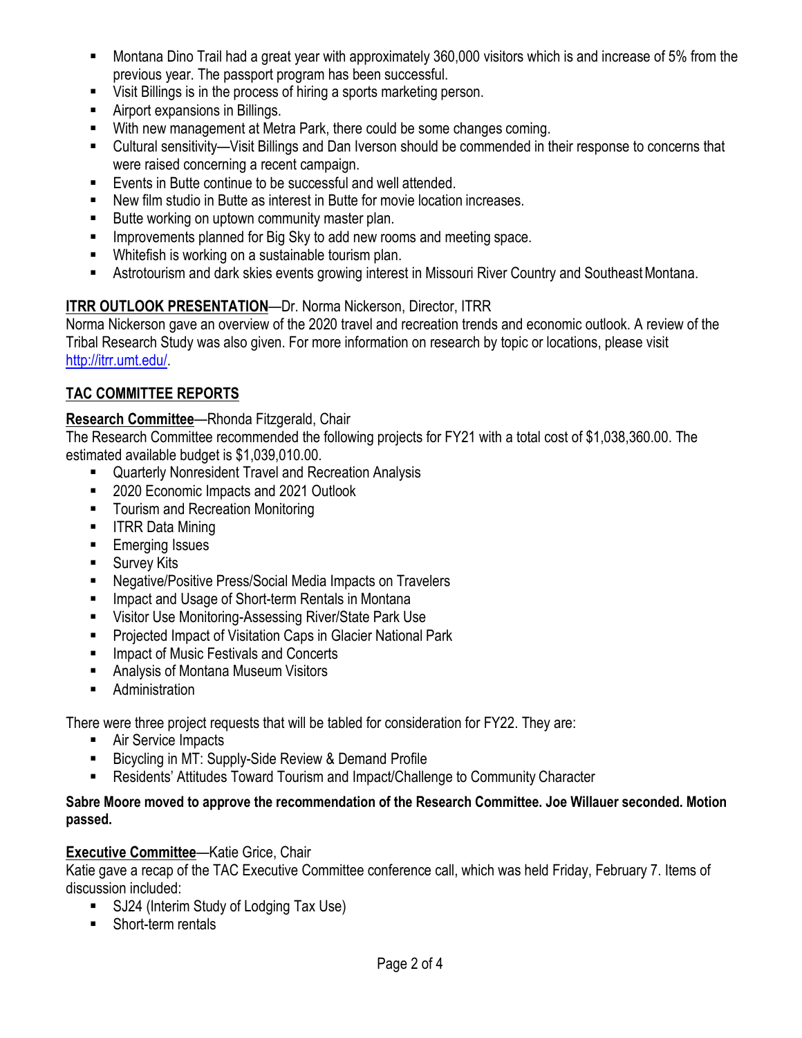- Montana Dino Trail had a great year with approximately 360,000 visitors which is and increase of 5% from the previous year. The passport program has been successful.
- Visit Billings is in the process of hiring a sports marketing person.
- Airport expansions in Billings.
- With new management at Metra Park, there could be some changes coming.
- Cultural sensitivity—Visit Billings and Dan Iverson should be commended in their response to concerns that were raised concerning a recent campaign.
- Events in Butte continue to be successful and well attended.
- New film studio in Butte as interest in Butte for movie location increases.
- Butte working on uptown community master plan.
- Improvements planned for Big Sky to add new rooms and meeting space.
- Whitefish is working on a sustainable tourism plan.
- Astrotourism and dark skies events growing interest in Missouri River Country and Southeast Montana.

**ITRR OUTLOOK PRESENTATION**—Dr. Norma Nickerson, Director, ITRR

Norma Nickerson gave an overview of the 2020 travel and recreation trends and economic outlook. A review of the Tribal Research Study was also given. For more information on research by topic or locations, please visit http://itrr.umt.edu/.

## TAC COMMITTEE REPORTS

**Research Committee**—Rhonda Fitzgerald, Chair

The Research Committee recommended the following projects for FY21 with a total cost of $1,038,360.00. The estimated available budget is $1,039,010.00.

- Quarterly Nonresident Travel and Recreation Analysis
- 2020 Economic Impacts and 2021 Outlook
- Tourism and Recreation Monitoring
- ITRR Data Mining
- Emerging Issues
- Survey Kits
- Negative/Positive Press/Social Media Impacts on Travelers
- Impact and Usage of Short-term Rentals in Montana
- Visitor Use Monitoring-Assessing River/State Park Use
- Projected Impact of Visitation Caps in Glacier National Park
- Impact of Music Festivals and Concerts
- Analysis of Montana Museum Visitors
- Administration

There were three project requests that will be tabled for consideration for FY22. They are:

- Air Service Impacts
- Bicycling in MT: Supply-Side Review & Demand Profile
- Residents' Attitudes Toward Tourism and Impact/Challenge to Community Character

**Sabre Moore moved to approve the recommendation of the Research Committee. Joe Willauer seconded. Motion passed.**

**Executive Committee**—Katie Grice, Chair

Katie gave a recap of the TAC Executive Committee conference call, which was held Friday, February 7. Items of discussion included:

- SJ24 (Interim Study of Lodging Tax Use)
- Short-term rentals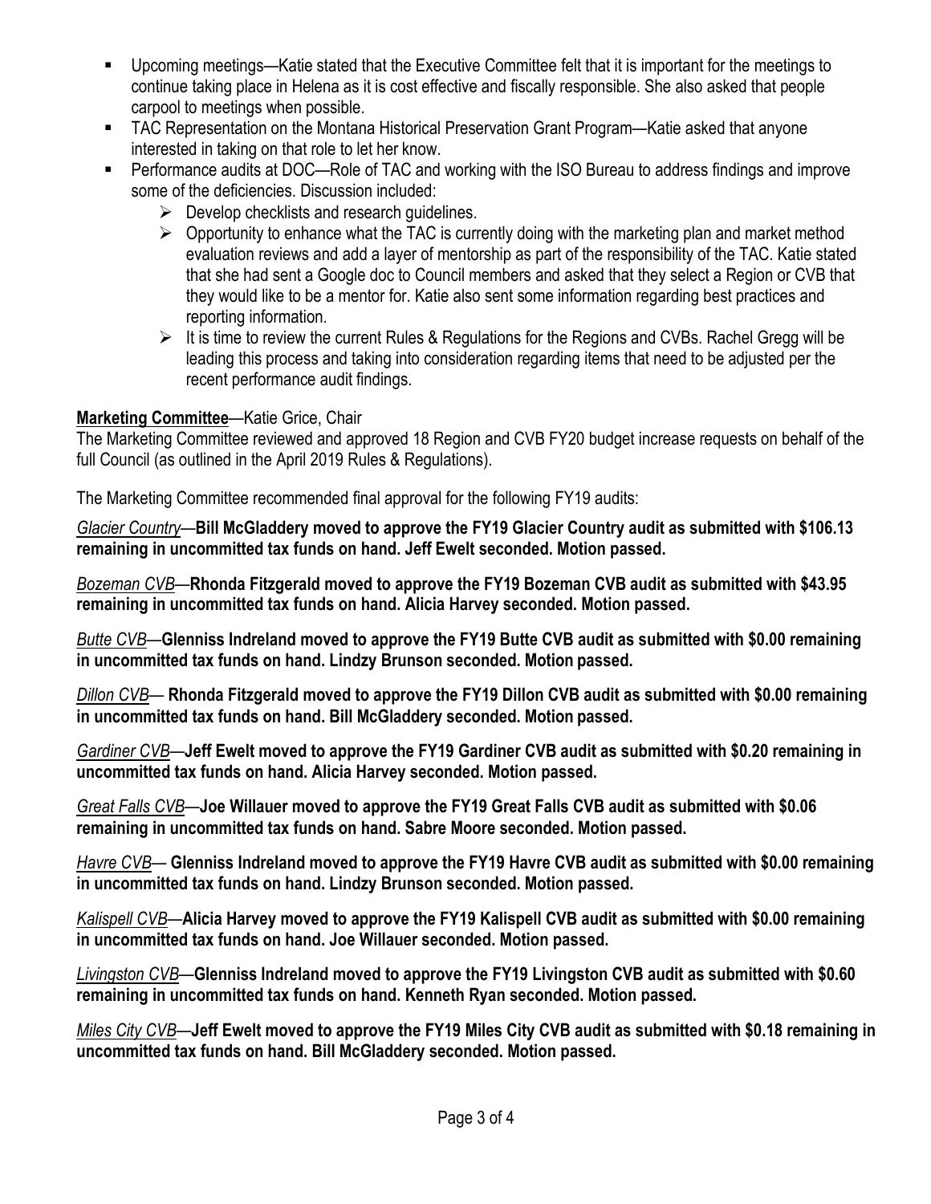- Upcoming meetings—Katie stated that the Executive Committee felt that it is important for the meetings to continue taking place in Helena as it is cost effective and fiscally responsible. She also asked that people carpool to meetings when possible.
- TAC Representation on the Montana Historical Preservation Grant Program—Katie asked that anyone interested in taking on that role to let her know.
- Performance audits at DOC—Role of TAC and working with the ISO Bureau to address findings and improve some of the deficiencies. Discussion included:
  - Develop checklists and research guidelines.
  - Opportunity to enhance what the TAC is currently doing with the marketing plan and market method evaluation reviews and add a layer of mentorship as part of the responsibility of the TAC. Katie stated that she had sent a Google doc to Council members and asked that they select a Region or CVB that they would like to be a mentor for. Katie also sent some information regarding best practices and reporting information.
  - It is time to review the current Rules & Regulations for the Regions and CVBs. Rachel Gregg will be leading this process and taking into consideration regarding items that need to be adjusted per the recent performance audit findings.

**Marketing Committee**—Katie Grice, Chair

The Marketing Committee reviewed and approved 18 Region and CVB FY20 budget increase requests on behalf of the full Council (as outlined in the April 2019 Rules & Regulations).

The Marketing Committee recommended final approval for the following FY19 audits:

*Glacier Country*—**Bill McGladdery moved to approve the FY19 Glacier Country audit as submitted with $106.13 remaining in uncommitted tax funds on hand. Jeff Ewelt seconded. Motion passed.**

*Bozeman CVB*—**Rhonda Fitzgerald moved to approve the FY19 Bozeman CVB audit as submitted with $43.95 remaining in uncommitted tax funds on hand. Alicia Harvey seconded. Motion passed.**

*Butte CVB*—**Glenniss Indreland moved to approve the FY19 Butte CVB audit as submitted with $0.00 remaining in uncommitted tax funds on hand. Lindzy Brunson seconded. Motion passed.**

*Dillon CVB*— **Rhonda Fitzgerald moved to approve the FY19 Dillon CVB audit as submitted with $0.00 remaining in uncommitted tax funds on hand. Bill McGladdery seconded. Motion passed.**

*Gardiner CVB*—**Jeff Ewelt moved to approve the FY19 Gardiner CVB audit as submitted with $0.20 remaining in uncommitted tax funds on hand. Alicia Harvey seconded. Motion passed.**

*Great Falls CVB*—**Joe Willauer moved to approve the FY19 Great Falls CVB audit as submitted with $0.06 remaining in uncommitted tax funds on hand. Sabre Moore seconded. Motion passed.**

*Havre CVB*— **Glenniss Indreland moved to approve the FY19 Havre CVB audit as submitted with $0.00 remaining in uncommitted tax funds on hand. Lindzy Brunson seconded. Motion passed.**

*Kalispell CVB*—**Alicia Harvey moved to approve the FY19 Kalispell CVB audit as submitted with $0.00 remaining in uncommitted tax funds on hand. Joe Willauer seconded. Motion passed.**

*Livingston CVB*—**Glenniss Indreland moved to approve the FY19 Livingston CVB audit as submitted with $0.60 remaining in uncommitted tax funds on hand. Kenneth Ryan seconded. Motion passed.**

*Miles City CVB*—**Jeff Ewelt moved to approve the FY19 Miles City CVB audit as submitted with $0.18 remaining in uncommitted tax funds on hand. Bill McGladdery seconded. Motion passed.**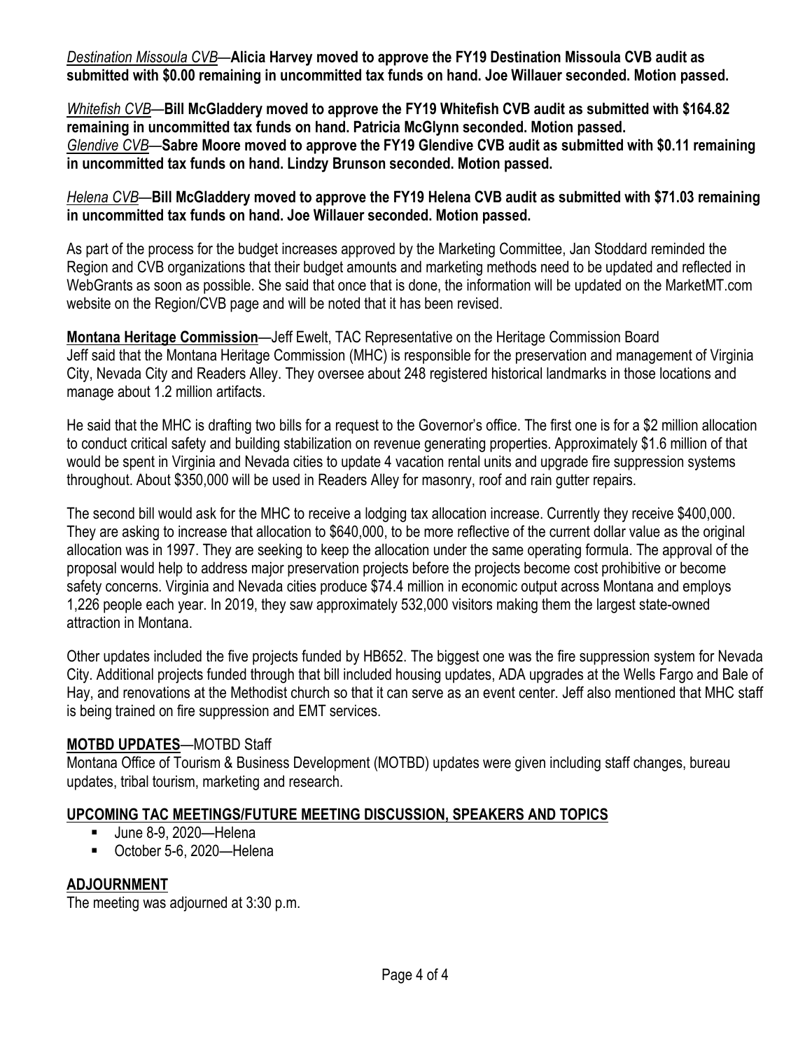*Destination Missoula CVB*—**Alicia Harvey moved to approve the FY19 Destination Missoula CVB audit as submitted with $0.00 remaining in uncommitted tax funds on hand. Joe Willauer seconded. Motion passed.**

*Whitefish CVB*—**Bill McGladdery moved to approve the FY19 Whitefish CVB audit as submitted with $164.82 remaining in uncommitted tax funds on hand. Patricia McGlynn seconded. Motion passed.**
*Glendive CVB*—**Sabre Moore moved to approve the FY19 Glendive CVB audit as submitted with $0.11 remaining in uncommitted tax funds on hand. Lindzy Brunson seconded. Motion passed.**

*Helena CVB*—**Bill McGladdery moved to approve the FY19 Helena CVB audit as submitted with $71.03 remaining in uncommitted tax funds on hand. Joe Willauer seconded. Motion passed.**

As part of the process for the budget increases approved by the Marketing Committee, Jan Stoddard reminded the Region and CVB organizations that their budget amounts and marketing methods need to be updated and reflected in WebGrants as soon as possible. She said that once that is done, the information will be updated on the MarketMT.com website on the Region/CVB page and will be noted that it has been revised.

**Montana Heritage Commission**—Jeff Ewelt, TAC Representative on the Heritage Commission Board
Jeff said that the Montana Heritage Commission (MHC) is responsible for the preservation and management of Virginia City, Nevada City and Readers Alley. They oversee about 248 registered historical landmarks in those locations and manage about 1.2 million artifacts.

He said that the MHC is drafting two bills for a request to the Governor's office. The first one is for a $2 million allocation to conduct critical safety and building stabilization on revenue generating properties. Approximately $1.6 million of that would be spent in Virginia and Nevada cities to update 4 vacation rental units and upgrade fire suppression systems throughout. About $350,000 will be used in Readers Alley for masonry, roof and rain gutter repairs.

The second bill would ask for the MHC to receive a lodging tax allocation increase. Currently they receive $400,000. They are asking to increase that allocation to $640,000, to be more reflective of the current dollar value as the original allocation was in 1997. They are seeking to keep the allocation under the same operating formula. The approval of the proposal would help to address major preservation projects before the projects become cost prohibitive or become safety concerns. Virginia and Nevada cities produce $74.4 million in economic output across Montana and employs 1,226 people each year. In 2019, they saw approximately 532,000 visitors making them the largest state-owned attraction in Montana.

Other updates included the five projects funded by HB652. The biggest one was the fire suppression system for Nevada City. Additional projects funded through that bill included housing updates, ADA upgrades at the Wells Fargo and Bale of Hay, and renovations at the Methodist church so that it can serve as an event center. Jeff also mentioned that MHC staff is being trained on fire suppression and EMT services.

## MOTBD UPDATES—MOTBD Staff

Montana Office of Tourism & Business Development (MOTBD) updates were given including staff changes, bureau updates, tribal tourism, marketing and research.

## UPCOMING TAC MEETINGS/FUTURE MEETING DISCUSSION, SPEAKERS AND TOPICS

- June 8-9, 2020—Helena
- October 5-6, 2020—Helena

## ADJOURNMENT

The meeting was adjourned at 3:30 p.m.